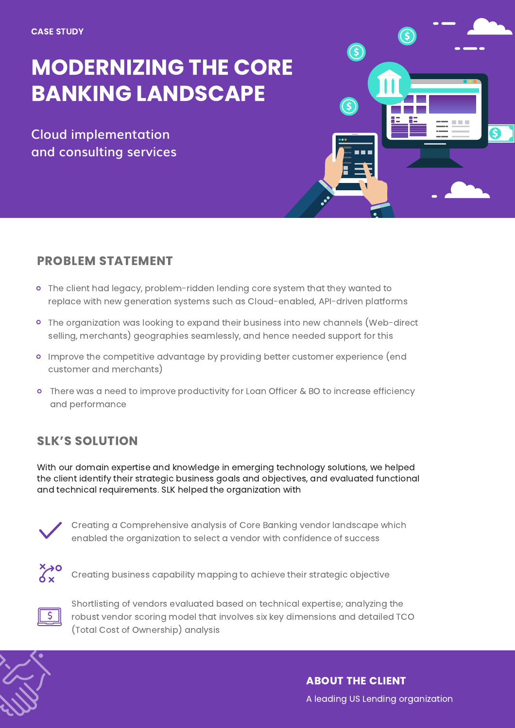CASE STUDY

# MODERNIZING THE CORE BANKING LANDSCAPE

Cloud implementation and consulting services

## PROBLEM STATEMENT

- The client had legacy, problem-ridden lending core system that they wanted to replace with new generation systems such as Cloud-enabled, API-driven platforms
- The organization was looking to expand their business into new channels (Web-direct selling, merchants) geographies seamlessly, and hence needed support for this
- Improve the competitive advantage by providing better customer experience (end customer and merchants)
- There was a need to improve productivity for Loan Officer & BO to increase efficiency and performance

## SLK'S SOLUTION

With our domain expertise and knowledge in emerging technology solutions, we helped the client identify their strategic business goals and objectives, and evaluated functional and technical requirements. SLK helped the organization with

- Creating a Comprehensive analysis of Core Banking vendor landscape which enabled the organization to select a vendor with confidence of success
- Creating business capability mapping to achieve their strategic objective
- Shortlisting of vendors evaluated based on technical expertise; analyzing the robust vendor scoring model that involves six key dimensions and detailed TCO (Total Cost of Ownership) analysis

## ABOUT THE CLIENT

A leading US Lending organization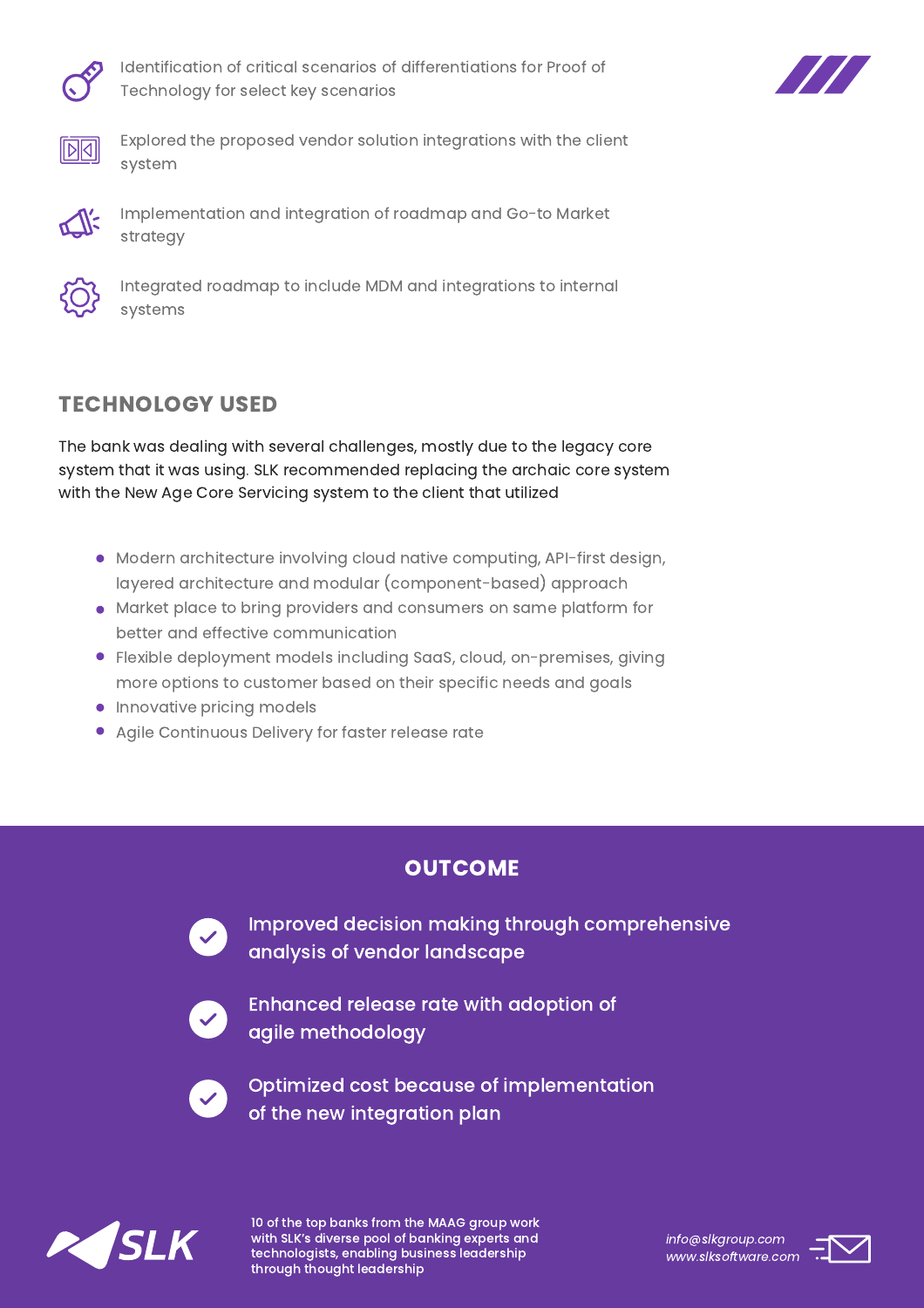- Identification of critical scenarios of differentiations for Proof of Technology for select key scenarios
- Explored the proposed vendor solution integrations with the client system
- Implementation and integration of roadmap and Go-to Market strategy
- Integrated roadmap to include MDM and integrations to internal systems

## TECHNOLOGY USED

The bank was dealing with several challenges, mostly due to the legacy core system that it was using. SLK recommended replacing the archaic core system with the New Age Core Servicing system to the client that utilized

- Modern architecture involving cloud native computing, API-first design, layered architecture and modular (component-based) approach
- Market place to bring providers and consumers on same platform for better and effective communication
- Flexible deployment models including SaaS, cloud, on-premises, giving more options to customer based on their specific needs and goals
- Innovative pricing models
- Agile Continuous Delivery for faster release rate

## OUTCOME

- Improved decision making through comprehensive analysis of vendor landscape
- Enhanced release rate with adoption of agile methodology
- Optimized cost because of implementation of the new integration plan

SLK

10 of the top banks from the MAAG group work with SLK's diverse pool of banking experts and technologists, enabling business leadership through thought leadership

*info@slkgroup.com*
*www.slksoftware.com*